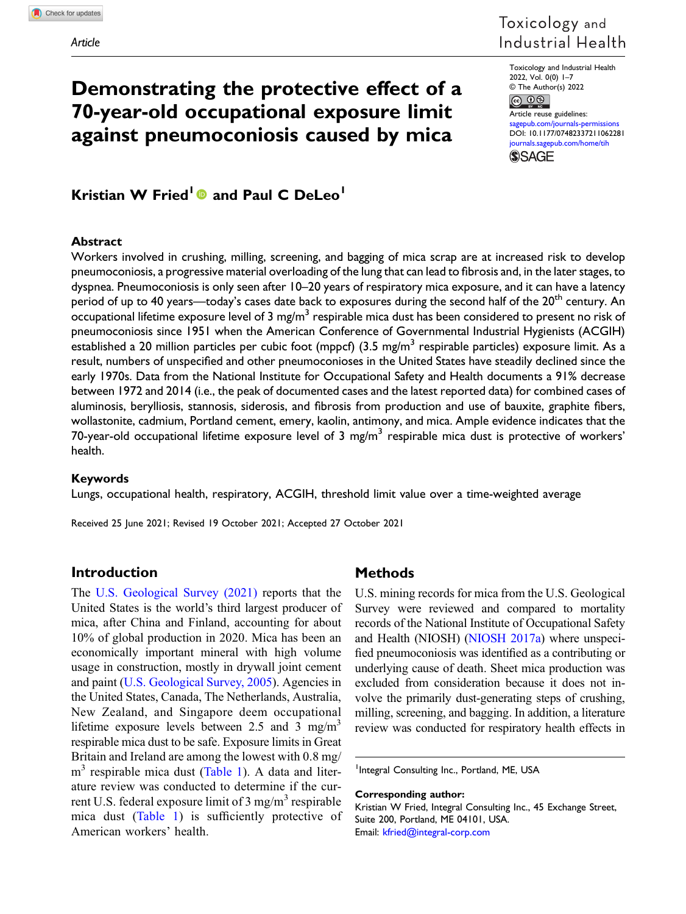Article

# Demonstrating the protective effect of a 70-year-old occupational exposure limit against pneumoconiosis caused by mica

Toxicology and Industrial Health
2022, Vol. 0(0) 1–7
© The Author(s) 2022
Article reuse guidelines:
sagepub.com/journals-permissions
DOI: 10.1177/07482337211062281
journals.sagepub.com/home/tih

**Kristian W Fried[1] and Paul C DeLeo[1]**

## Abstract

Workers involved in crushing, milling, screening, and bagging of mica scrap are at increased risk to develop pneumoconiosis, a progressive material overloading of the lung that can lead to fibrosis and, in the later stages, to dyspnea. Pneumoconiosis is only seen after 10–20 years of respiratory mica exposure, and it can have a latency period of up to 40 years—today's cases date back to exposures during the second half of the 20th century. An occupational lifetime exposure level of 3 mg/m$^3$ respirable mica dust has been considered to present no risk of pneumoconiosis since 1951 when the American Conference of Governmental Industrial Hygienists (ACGIH) established a 20 million particles per cubic foot (mppcf) (3.5 mg/m$^3$ respirable particles) exposure limit. As a result, numbers of unspecified and other pneumoconioses in the United States have steadily declined since the early 1970s. Data from the National Institute for Occupational Safety and Health documents a 91% decrease between 1972 and 2014 (i.e., the peak of documented cases and the latest reported data) for combined cases of aluminosis, berylliosis, stannosis, siderosis, and fibrosis from production and use of bauxite, graphite fibers, wollastonite, cadmium, Portland cement, emery, kaolin, antimony, and mica. Ample evidence indicates that the 70-year-old occupational lifetime exposure level of 3 mg/m$^3$ respirable mica dust is protective of workers' health.

### Keywords

Lungs, occupational health, respiratory, ACGIH, threshold limit value over a time-weighted average

Received 25 June 2021; Revised 19 October 2021; Accepted 27 October 2021

## Introduction

The U.S. Geological Survey (2021) reports that the United States is the world's third largest producer of mica, after China and Finland, accounting for about 10% of global production in 2020. Mica has been an economically important mineral with high volume usage in construction, mostly in drywall joint cement and paint (U.S. Geological Survey, 2005). Agencies in the United States, Canada, The Netherlands, Australia, New Zealand, and Singapore deem occupational lifetime exposure levels between 2.5 and 3 mg/m$^3$ respirable mica dust to be safe. Exposure limits in Great Britain and Ireland are among the lowest with 0.8 mg/m$^3$ respirable mica dust (Table 1). A data and literature review was conducted to determine if the current U.S. federal exposure limit of 3 mg/m$^3$ respirable mica dust (Table 1) is sufficiently protective of American workers' health.

## Methods

U.S. mining records for mica from the U.S. Geological Survey were reviewed and compared to mortality records of the National Institute for Occupational Safety and Health (NIOSH) (NIOSH 2017a) where unspecified pneumoconiosis was identified as a contributing or underlying cause of death. Sheet mica production was excluded from consideration because it does not involve the primarily dust-generating steps of crushing, milling, screening, and bagging. In addition, a literature review was conducted for respiratory health effects in

[1]Integral Consulting Inc., Portland, ME, USA

**Corresponding author:**
Kristian W Fried, Integral Consulting Inc., 45 Exchange Street, Suite 200, Portland, ME 04101, USA.
Email: kfried@integral-corp.com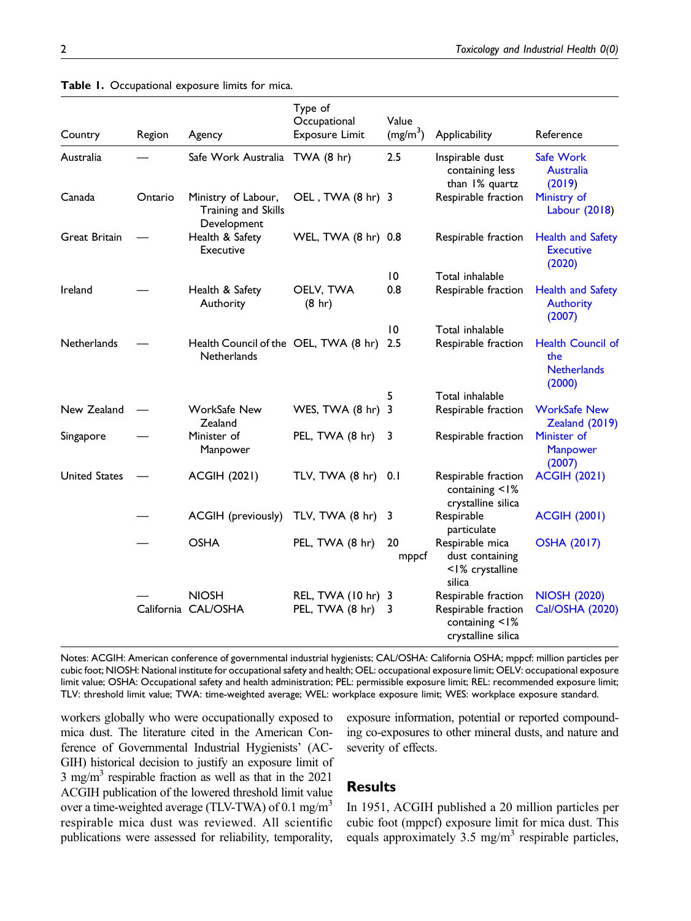**Table 1.** Occupational exposure limits for mica.

| Country | Region | Agency | Type of Occupational Exposure Limit | Value ($mg/m^3$) | Applicability | Reference |
|---|---|---|---|---|---|---|
| Australia | — | Safe Work Australia | TWA (8 hr) | 2.5 | Inspirable dust containing less than 1% quartz | Safe Work Australia (2019) |
| Canada | Ontario | Ministry of Labour, Training and Skills Development | OEL , TWA (8 hr) | 3 | Respirable fraction | Ministry of Labour (2018) |
| Great Britain | — | Health & Safety Executive | WEL, TWA (8 hr) | 0.8 | Respirable fraction | Health and Safety Executive (2020) |
| | | | | 10 | Total inhalable | |
| Ireland | — | Health & Safety Authority | OELV, TWA (8 hr) | 0.8 | Respirable fraction | Health and Safety Authority (2007) |
| | | | | 10 | Total inhalable | |
| Netherlands | — | Health Council of the Netherlands | OEL, TWA (8 hr) | 2.5 | Respirable fraction | Health Council of the Netherlands (2000) |
| | | | | 5 | Total inhalable | |
| New Zealand | — | WorkSafe New Zealand | WES, TWA (8 hr) | 3 | Respirable fraction | WorkSafe New Zealand (2019) |
| Singapore | — | Minister of Manpower | PEL, TWA (8 hr) | 3 | Respirable fraction | Minister of Manpower (2007) |
| United States | — | ACGIH (2021) | TLV, TWA (8 hr) | 0.1 | Respirable fraction containing <1% crystalline silica | ACGIH (2021) |
| | — | ACGIH (previously) | TLV, TWA (8 hr) | 3 | Respirable particulate | ACGIH (2001) |
| | — | OSHA | PEL, TWA (8 hr) | 20 mppcf | Respirable mica dust containing <1% crystalline silica | OSHA (2017) |
| | — | NIOSH | REL, TWA (10 hr) | 3 | Respirable fraction | NIOSH (2020) |
| | California | CAL/OSHA | PEL, TWA (8 hr) | 3 | Respirable fraction containing <1% crystalline silica | Cal/OSHA (2020) |

Notes: ACGIH: American conference of governmental industrial hygienists; CAL/OSHA: California OSHA; mppcf: million particles per cubic foot; NIOSH: National institute for occupational safety and health; OEL: occupational exposure limit; OELV: occupational exposure limit value; OSHA: Occupational safety and health administration; PEL: permissible exposure limit; REL: recommended exposure limit; TLV: threshold limit value; TWA: time-weighted average; WEL: workplace exposure limit; WES: workplace exposure standard.

workers globally who were occupationally exposed to mica dust. The literature cited in the American Conference of Governmental Industrial Hygienists' (ACGIH) historical decision to justify an exposure limit of 3 $mg/m^3$ respirable fraction as well as that in the 2021 ACGIH publication of the lowered threshold limit value over a time-weighted average (TLV-TWA) of 0.1 $mg/m^3$ respirable mica dust was reviewed. All scientific publications were assessed for reliability, temporality, exposure information, potential or reported compounding co-exposures to other mineral dusts, and nature and severity of effects.

## Results

In 1951, ACGIH published a 20 million particles per cubic foot (mppcf) exposure limit for mica dust. This equals approximately 3.5 $mg/m^3$ respirable particles,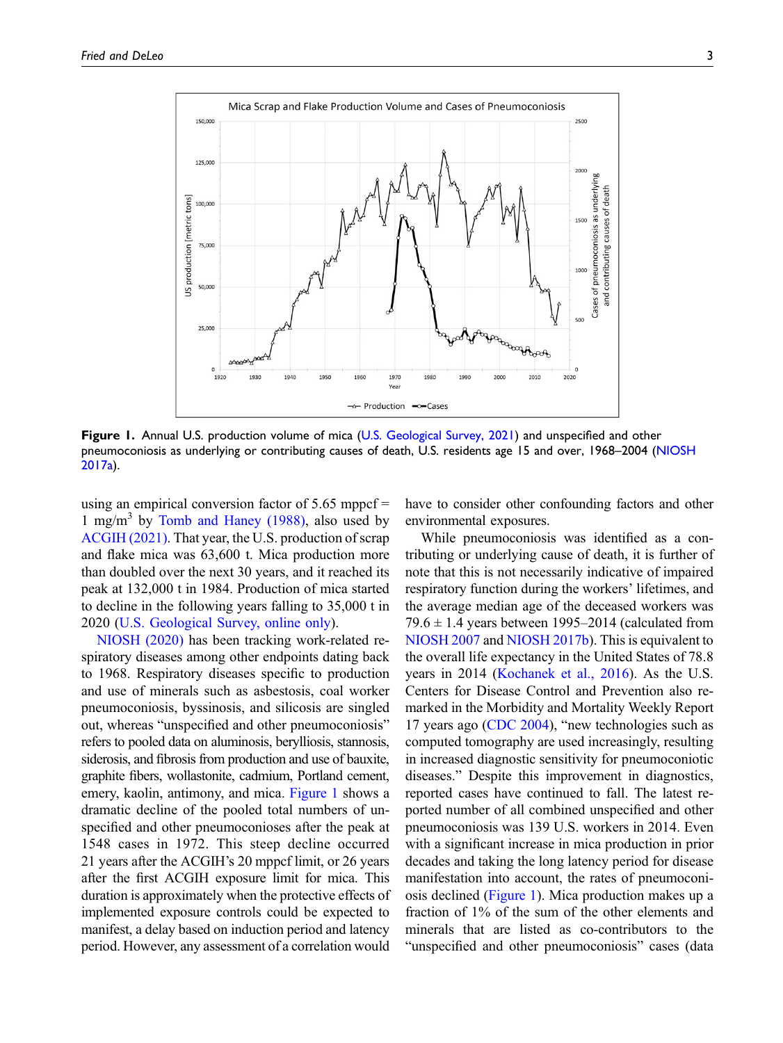**Figure 1.** Annual U.S. production volume of mica (U.S. Geological Survey, 2021) and unspecified and other pneumoconiosis as underlying or contributing causes of death, U.S. residents age 15 and over, 1968–2004 (NIOSH 2017a).

using an empirical conversion factor of 5.65 mppcf = 1 mg/m$^3$ by Tomb and Haney (1988), also used by ACGIH (2021). That year, the U.S. production of scrap and flake mica was 63,600 t. Mica production more than doubled over the next 30 years, and it reached its peak at 132,000 t in 1984. Production of mica started to decline in the following years falling to 35,000 t in 2020 (U.S. Geological Survey, online only).

NIOSH (2020) has been tracking work-related respiratory diseases among other endpoints dating back to 1968. Respiratory diseases specific to production and use of minerals such as asbestosis, coal worker pneumoconiosis, byssinosis, and silicosis are singled out, whereas "unspecified and other pneumoconiosis" refers to pooled data on aluminosis, berylliosis, stannosis, siderosis, and fibrosis from production and use of bauxite, graphite fibers, wollastonite, cadmium, Portland cement, emery, kaolin, antimony, and mica. Figure 1 shows a dramatic decline of the pooled total numbers of unspecified and other pneumoconioses after the peak at 1548 cases in 1972. This steep decline occurred 21 years after the ACGIH's 20 mppcf limit, or 26 years after the first ACGIH exposure limit for mica. This duration is approximately when the protective effects of implemented exposure controls could be expected to manifest, a delay based on induction period and latency period. However, any assessment of a correlation would have to consider other confounding factors and other environmental exposures.

While pneumoconiosis was identified as a contributing or underlying cause of death, it is further of note that this is not necessarily indicative of impaired respiratory function during the workers' lifetimes, and the average median age of the deceased workers was 79.6 ± 1.4 years between 1995–2014 (calculated from NIOSH 2007 and NIOSH 2017b). This is equivalent to the overall life expectancy in the United States of 78.8 years in 2014 (Kochanek et al., 2016). As the U.S. Centers for Disease Control and Prevention also remarked in the Morbidity and Mortality Weekly Report 17 years ago (CDC 2004), "new technologies such as computed tomography are used increasingly, resulting in increased diagnostic sensitivity for pneumoconiotic diseases." Despite this improvement in diagnostics, reported cases have continued to fall. The latest reported number of all combined unspecified and other pneumoconiosis was 139 U.S. workers in 2014. Even with a significant increase in mica production in prior decades and taking the long latency period for disease manifestation into account, the rates of pneumoconiosis declined (Figure 1). Mica production makes up a fraction of 1% of the sum of the other elements and minerals that are listed as co-contributors to the "unspecified and other pneumoconiosis" cases (data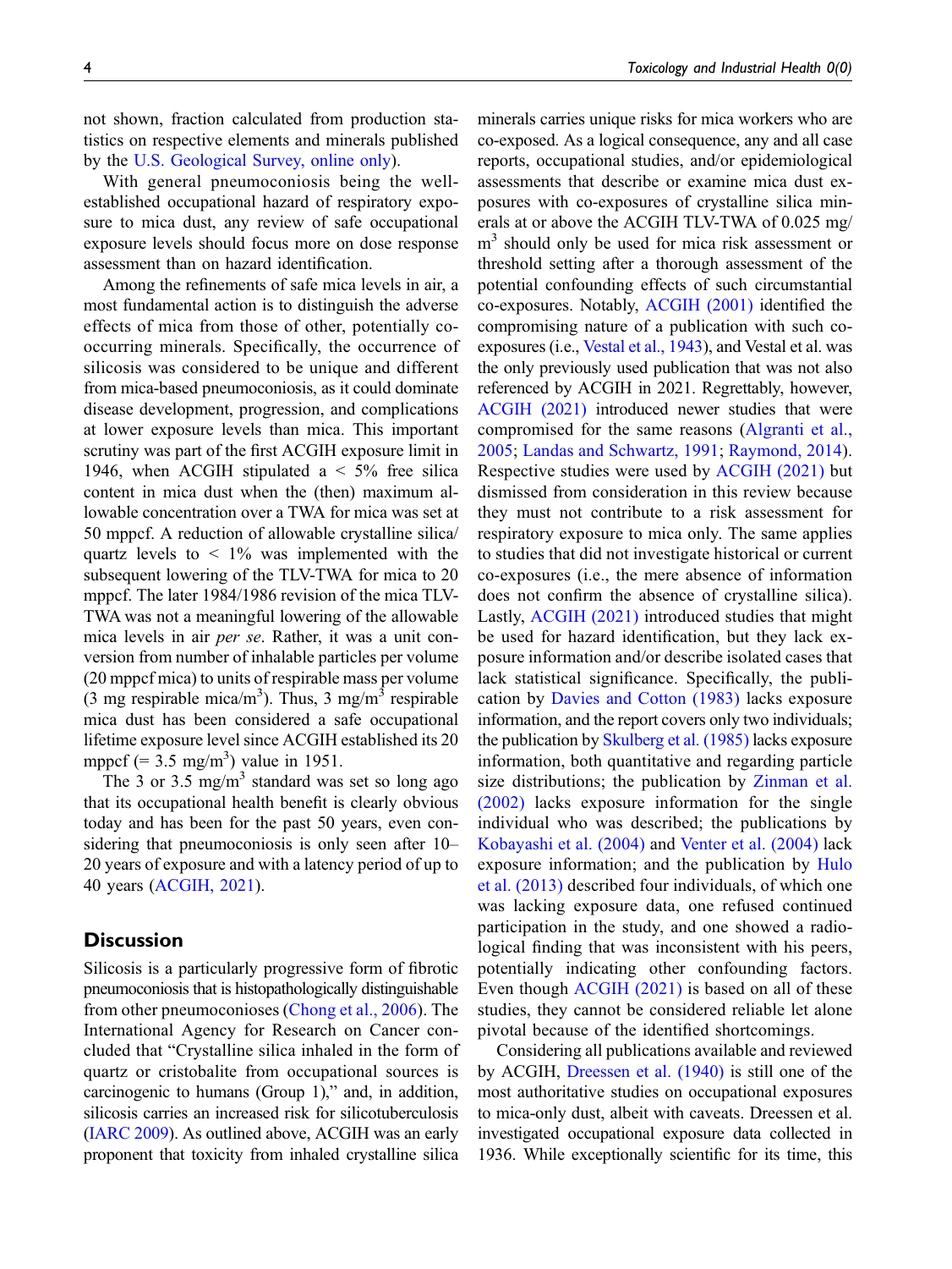not shown, fraction calculated from production statistics on respective elements and minerals published by the U.S. Geological Survey, online only).

With general pneumoconiosis being the well-established occupational hazard of respiratory exposure to mica dust, any review of safe occupational exposure levels should focus more on dose response assessment than on hazard identification.

Among the refinements of safe mica levels in air, a most fundamental action is to distinguish the adverse effects of mica from those of other, potentially co-occurring minerals. Specifically, the occurrence of silicosis was considered to be unique and different from mica-based pneumoconiosis, as it could dominate disease development, progression, and complications at lower exposure levels than mica. This important scrutiny was part of the first ACGIH exposure limit in 1946, when ACGIH stipulated a < 5% free silica content in mica dust when the (then) maximum allowable concentration over a TWA for mica was set at 50 mppcf. A reduction of allowable crystalline silica/quartz levels to < 1% was implemented with the subsequent lowering of the TLV-TWA for mica to 20 mppcf. The later 1984/1986 revision of the mica TLV-TWA was not a meaningful lowering of the allowable mica levels in air *per se*. Rather, it was a unit conversion from number of inhalable particles per volume (20 mppcf mica) to units of respirable mass per volume (3 mg respirable mica/$m^3$). Thus, 3 mg/$m^3$ respirable mica dust has been considered a safe occupational lifetime exposure level since ACGIH established its 20 mppcf (= 3.5 mg/$m^3$) value in 1951.

The 3 or 3.5 mg/$m^3$ standard was set so long ago that its occupational health benefit is clearly obvious today and has been for the past 50 years, even considering that pneumoconiosis is only seen after 10–20 years of exposure and with a latency period of up to 40 years (ACGIH, 2021).

## Discussion

Silicosis is a particularly progressive form of fibrotic pneumoconiosis that is histopathologically distinguishable from other pneumoconioses (Chong et al., 2006). The International Agency for Research on Cancer concluded that "Crystalline silica inhaled in the form of quartz or cristobalite from occupational sources is carcinogenic to humans (Group 1)," and, in addition, silicosis carries an increased risk for silicotuberculosis (IARC 2009). As outlined above, ACGIH was an early proponent that toxicity from inhaled crystalline silica minerals carries unique risks for mica workers who are co-exposed. As a logical consequence, any and all case reports, occupational studies, and/or epidemiological assessments that describe or examine mica dust exposures with co-exposures of crystalline silica minerals at or above the ACGIH TLV-TWA of 0.025 mg/$m^3$ should only be used for mica risk assessment or threshold setting after a thorough assessment of the potential confounding effects of such circumstantial co-exposures. Notably, ACGIH (2001) identified the compromising nature of a publication with such co-exposures (i.e., Vestal et al., 1943), and Vestal et al. was the only previously used publication that was not also referenced by ACGIH in 2021. Regrettably, however, ACGIH (2021) introduced newer studies that were compromised for the same reasons (Algranti et al., 2005; Landas and Schwartz, 1991; Raymond, 2014). Respective studies were used by ACGIH (2021) but dismissed from consideration in this review because they must not contribute to a risk assessment for respiratory exposure to mica only. The same applies to studies that did not investigate historical or current co-exposures (i.e., the mere absence of information does not confirm the absence of crystalline silica). Lastly, ACGIH (2021) introduced studies that might be used for hazard identification, but they lack exposure information and/or describe isolated cases that lack statistical significance. Specifically, the publication by Davies and Cotton (1983) lacks exposure information, and the report covers only two individuals; the publication by Skulberg et al. (1985) lacks exposure information, both quantitative and regarding particle size distributions; the publication by Zinman et al. (2002) lacks exposure information for the single individual who was described; the publications by Kobayashi et al. (2004) and Venter et al. (2004) lack exposure information; and the publication by Hulo et al. (2013) described four individuals, of which one was lacking exposure data, one refused continued participation in the study, and one showed a radiological finding that was inconsistent with his peers, potentially indicating other confounding factors. Even though ACGIH (2021) is based on all of these studies, they cannot be considered reliable let alone pivotal because of the identified shortcomings.

Considering all publications available and reviewed by ACGIH, Dreessen et al. (1940) is still one of the most authoritative studies on occupational exposures to mica-only dust, albeit with caveats. Dreessen et al. investigated occupational exposure data collected in 1936. While exceptionally scientific for its time, this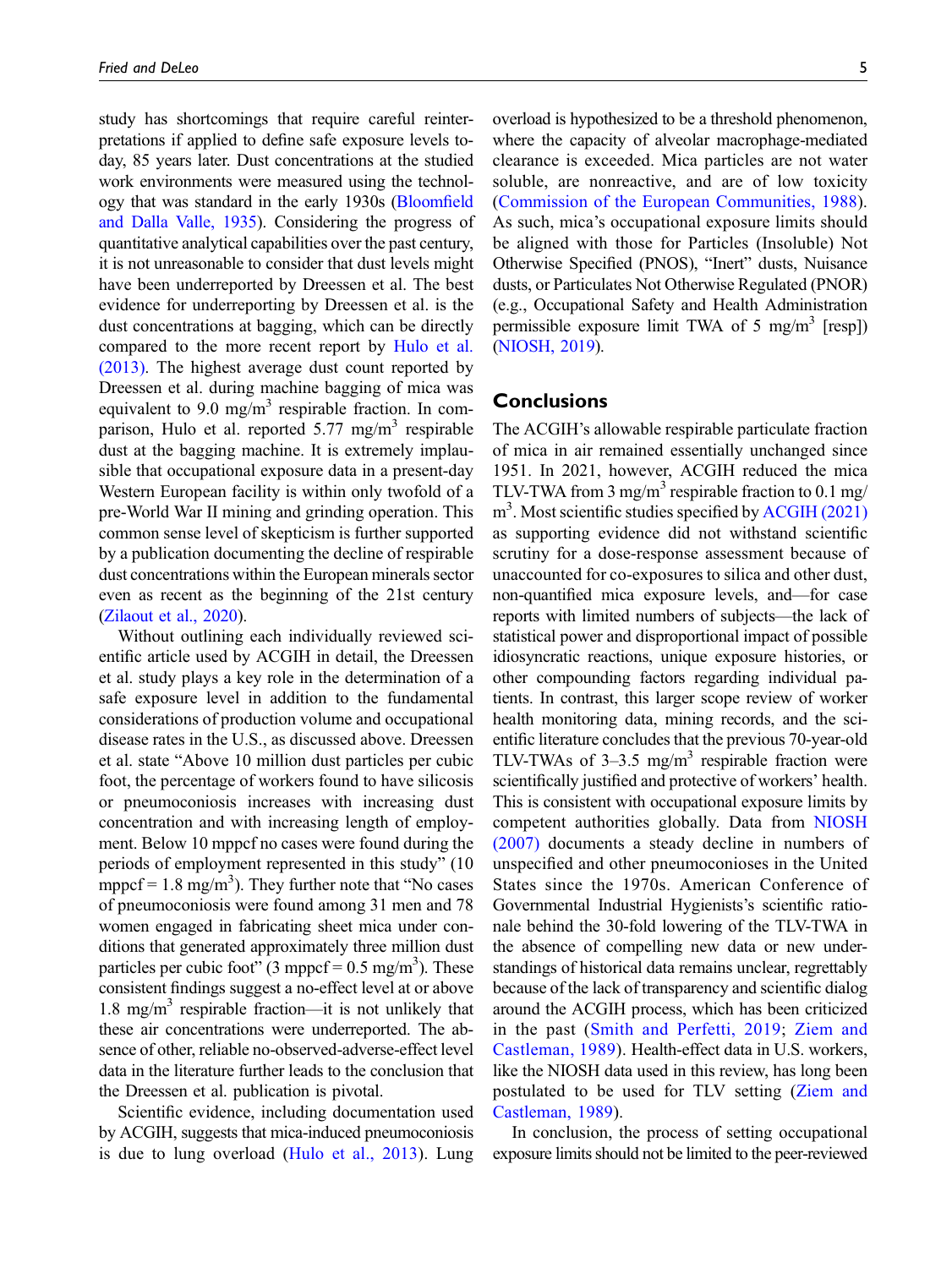study has shortcomings that require careful reinterpretations if applied to define safe exposure levels today, 85 years later. Dust concentrations at the studied work environments were measured using the technology that was standard in the early 1930s (Bloomfield and Dalla Valle, 1935). Considering the progress of quantitative analytical capabilities over the past century, it is not unreasonable to consider that dust levels might have been underreported by Dreessen et al. The best evidence for underreporting by Dreessen et al. is the dust concentrations at bagging, which can be directly compared to the more recent report by Hulo et al. (2013). The highest average dust count reported by Dreessen et al. during machine bagging of mica was equivalent to 9.0 mg/m$^3$ respirable fraction. In comparison, Hulo et al. reported 5.77 mg/m$^3$ respirable dust at the bagging machine. It is extremely implausible that occupational exposure data in a present-day Western European facility is within only twofold of a pre-World War II mining and grinding operation. This common sense level of skepticism is further supported by a publication documenting the decline of respirable dust concentrations within the European minerals sector even as recent as the beginning of the 21st century (Zilaout et al., 2020).

Without outlining each individually reviewed scientific article used by ACGIH in detail, the Dreessen et al. study plays a key role in the determination of a safe exposure level in addition to the fundamental considerations of production volume and occupational disease rates in the U.S., as discussed above. Dreessen et al. state "Above 10 million dust particles per cubic foot, the percentage of workers found to have silicosis or pneumoconiosis increases with increasing dust concentration and with increasing length of employment. Below 10 mppcf no cases were found during the periods of employment represented in this study" (10 mppcf = 1.8 mg/m$^3$). They further note that "No cases of pneumoconiosis were found among 31 men and 78 women engaged in fabricating sheet mica under conditions that generated approximately three million dust particles per cubic foot" (3 mppcf = 0.5 mg/m$^3$). These consistent findings suggest a no-effect level at or above 1.8 mg/m$^3$ respirable fraction—it is not unlikely that these air concentrations were underreported. The absence of other, reliable no-observed-adverse-effect level data in the literature further leads to the conclusion that the Dreessen et al. publication is pivotal.

Scientific evidence, including documentation used by ACGIH, suggests that mica-induced pneumoconiosis is due to lung overload (Hulo et al., 2013). Lung overload is hypothesized to be a threshold phenomenon, where the capacity of alveolar macrophage-mediated clearance is exceeded. Mica particles are not water soluble, are nonreactive, and are of low toxicity (Commission of the European Communities, 1988). As such, mica's occupational exposure limits should be aligned with those for Particles (Insoluble) Not Otherwise Specified (PNOS), "Inert" dusts, Nuisance dusts, or Particulates Not Otherwise Regulated (PNOR) (e.g., Occupational Safety and Health Administration permissible exposure limit TWA of 5 mg/m$^3$ [resp]) (NIOSH, 2019).

## Conclusions

The ACGIH's allowable respirable particulate fraction of mica in air remained essentially unchanged since 1951. In 2021, however, ACGIH reduced the mica TLV-TWA from 3 mg/m$^3$ respirable fraction to 0.1 mg/m$^3$. Most scientific studies specified by ACGIH (2021) as supporting evidence did not withstand scientific scrutiny for a dose-response assessment because of unaccounted for co-exposures to silica and other dust, non-quantified mica exposure levels, and—for case reports with limited numbers of subjects—the lack of statistical power and disproportional impact of possible idiosyncratic reactions, unique exposure histories, or other compounding factors regarding individual patients. In contrast, this larger scope review of worker health monitoring data, mining records, and the scientific literature concludes that the previous 70-year-old TLV-TWAs of 3–3.5 mg/m$^3$ respirable fraction were scientifically justified and protective of workers' health. This is consistent with occupational exposure limits by competent authorities globally. Data from NIOSH (2007) documents a steady decline in numbers of unspecified and other pneumoconioses in the United States since the 1970s. American Conference of Governmental Industrial Hygienists's scientific rationale behind the 30-fold lowering of the TLV-TWA in the absence of compelling new data or new understandings of historical data remains unclear, regrettably because of the lack of transparency and scientific dialog around the ACGIH process, which has been criticized in the past (Smith and Perfetti, 2019; Ziem and Castleman, 1989). Health-effect data in U.S. workers, like the NIOSH data used in this review, has long been postulated to be used for TLV setting (Ziem and Castleman, 1989).

In conclusion, the process of setting occupational exposure limits should not be limited to the peer-reviewed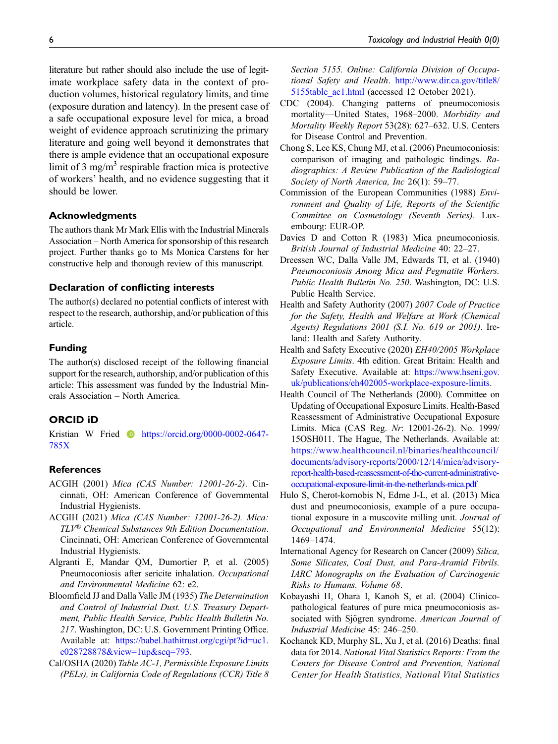literature but rather should also include the use of legitimate workplace safety data in the context of production volumes, historical regulatory limits, and time (exposure duration and latency). In the present case of a safe occupational exposure level for mica, a broad weight of evidence approach scrutinizing the primary literature and going well beyond it demonstrates that there is ample evidence that an occupational exposure limit of 3 mg/m$^3$ respirable fraction mica is protective of workers' health, and no evidence suggesting that it should be lower.

## Acknowledgments

The authors thank Mr Mark Ellis with the Industrial Minerals Association – North America for sponsorship of this research project. Further thanks go to Ms Monica Carstens for her constructive help and thorough review of this manuscript.

## Declaration of conflicting interests

The author(s) declared no potential conflicts of interest with respect to the research, authorship, and/or publication of this article.

## Funding

The author(s) disclosed receipt of the following financial support for the research, authorship, and/or publication of this article: This assessment was funded by the Industrial Minerals Association – North America.

## ORCID iD

Kristian W Fried https://orcid.org/0000-0002-0647-785X

## References

ACGIH (2001) *Mica (CAS Number: 12001-26-2)*. Cincinnati, OH: American Conference of Governmental Industrial Hygienists.

ACGIH (2021) *Mica (CAS Number: 12001-26-2). Mica: TLV® Chemical Substances 9th Edition Documentation*. Cincinnati, OH: American Conference of Governmental Industrial Hygienists.

Algranti E, Mandar QM, Dumortier P, et al. (2005) Pneumoconiosis after sericite inhalation. *Occupational and Environmental Medicine* 62: e2.

Bloomfield JJ and Dalla Valle JM (1935) *The Determination and Control of Industrial Dust. U.S. Treasury Department, Public Health Service, Public Health Bulletin No. 217*. Washington, DC: U.S. Government Printing Office. Available at: https://babel.hathitrust.org/cgi/pt?id=uc1.c028728878&view=1up&seq=793.

Cal/OSHA (2020) *Table AC-1, Permissible Exposure Limits (PELs), in California Code of Regulations (CCR) Title 8 Section 5155. Online: California Division of Occupational Safety and Health*. http://www.dir.ca.gov/title8/5155table_ac1.html (accessed 12 October 2021).

CDC (2004). Changing patterns of pneumoconiosis mortality—United States, 1968–2000. *Morbidity and Mortality Weekly Report* 53(28): 627–632. U.S. Centers for Disease Control and Prevention.

Chong S, Lee KS, Chung MJ, et al. (2006) Pneumoconiosis: comparison of imaging and pathologic findings. *Radiographics: A Review Publication of the Radiological Society of North America, Inc* 26(1): 59–77.

Commission of the European Communities (1988) *Environment and Quality of Life, Reports of the Scientific Committee on Cosmetology (Seventh Series)*. Luxembourg: EUR-OP.

Davies D and Cotton R (1983) Mica pneumoconiosis. *British Journal of Industrial Medicine* 40: 22–27.

Dreessen WC, Dalla Valle JM, Edwards TI, et al. (1940) *Pneumoconiosis Among Mica and Pegmatite Workers. Public Health Bulletin No. 250*. Washington, DC: U.S. Public Health Service.

Health and Safety Authority (2007) *2007 Code of Practice for the Safety, Health and Welfare at Work (Chemical Agents) Regulations 2001 (S.I. No. 619 or 2001)*. Ireland: Health and Safety Authority.

Health and Safety Executive (2020) *EH40/2005 Workplace Exposure Limits*. 4th edition. Great Britain: Health and Safety Executive. Available at: https://www.hseni.gov.uk/publications/eh402005-workplace-exposure-limits.

Health Council of The Netherlands (2000). Committee on Updating of Occupational Exposure Limits. Health-Based Reassessment of Administrative Occupational Exposure Limits. Mica (CAS Reg. Nr: 12001-26-2). No. 1999/15OSH011. The Hague, The Netherlands. Available at: https://www.healthcouncil.nl/binaries/healthcouncil/documents/advisory-reports/2000/12/14/mica/advisory-report-health-based-reassessment-of-the-current-administrative-occupational-exposure-limit-in-the-netherlands-mica.pdf

Hulo S, Cherot-kornobis N, Edme J-L, et al. (2013) Mica dust and pneumoconiosis, example of a pure occupational exposure in a muscovite milling unit. *Journal of Occupational and Environmental Medicine* 55(12): 1469–1474.

International Agency for Research on Cancer (2009) *Silica, Some Silicates, Coal Dust, and Para-Aramid Fibrils. IARC Monographs on the Evaluation of Carcinogenic Risks to Humans. Volume 68*.

Kobayashi H, Ohara I, Kanoh S, et al. (2004) Clinicopathological features of pure mica pneumoconiosis associated with Sjögren syndrome. *American Journal of Industrial Medicine* 45: 246–250.

Kochanek KD, Murphy SL, Xu J, et al. (2016) Deaths: final data for 2014. *National Vital Statistics Reports: From the Centers for Disease Control and Prevention, National Center for Health Statistics, National Vital Statistics*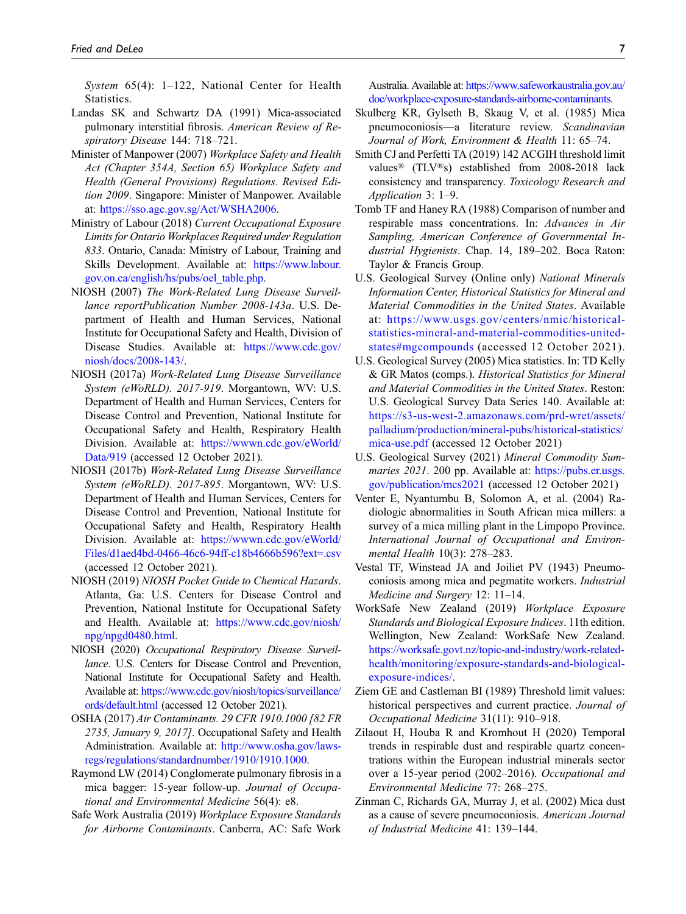System 65(4): 1–122, National Center for Health Statistics.

Landas SK and Schwartz DA (1991) Mica-associated pulmonary interstitial fibrosis. *American Review of Respiratory Disease* 144: 718–721.

Minister of Manpower (2007) *Workplace Safety and Health Act (Chapter 354A, Section 65) Workplace Safety and Health (General Provisions) Regulations. Revised Edition 2009*. Singapore: Minister of Manpower. Available at: https://sso.agc.gov.sg/Act/WSHA2006.

Ministry of Labour (2018) *Current Occupational Exposure Limits for Ontario Workplaces Required under Regulation 833*. Ontario, Canada: Ministry of Labour, Training and Skills Development. Available at: https://www.labour.gov.on.ca/english/hs/pubs/oel_table.php.

NIOSH (2007) *The Work-Related Lung Disease Surveillance reportPublication Number 2008-143a*. U.S. Department of Health and Human Services, National Institute for Occupational Safety and Health, Division of Disease Studies. Available at: https://www.cdc.gov/niosh/docs/2008-143/.

NIOSH (2017a) *Work-Related Lung Disease Surveillance System (eWoRLD). 2017-919*. Morgantown, WV: U.S. Department of Health and Human Services, Centers for Disease Control and Prevention, National Institute for Occupational Safety and Health, Respiratory Health Division. Available at: https://wwwn.cdc.gov/eWorld/Data/919 (accessed 12 October 2021).

NIOSH (2017b) *Work-Related Lung Disease Surveillance System (eWoRLD). 2017-895*. Morgantown, WV: U.S. Department of Health and Human Services, Centers for Disease Control and Prevention, National Institute for Occupational Safety and Health, Respiratory Health Division. Available at: https://wwwn.cdc.gov/eWorld/Files/d1aed4bd-0466-46c6-94ff-c18b4666b596?ext=.csv (accessed 12 October 2021).

NIOSH (2019) *NIOSH Pocket Guide to Chemical Hazards*. Atlanta, Ga: U.S. Centers for Disease Control and Prevention, National Institute for Occupational Safety and Health. Available at: https://www.cdc.gov/niosh/npg/npgd0480.html.

NIOSH (2020) *Occupational Respiratory Disease Surveillance*. U.S. Centers for Disease Control and Prevention, National Institute for Occupational Safety and Health. Available at: https://www.cdc.gov/niosh/topics/surveillance/ords/default.html (accessed 12 October 2021).

OSHA (2017) *Air Contaminants. 29 CFR 1910.1000 [82 FR 2735, January 9, 2017]*. Occupational Safety and Health Administration. Available at: http://www.osha.gov/laws-regs/regulations/standardnumber/1910/1910.1000.

Raymond LW (2014) Conglomerate pulmonary fibrosis in a mica bagger: 15-year follow-up. *Journal of Occupational and Environmental Medicine* 56(4): e8.

Safe Work Australia (2019) *Workplace Exposure Standards for Airborne Contaminants*. Canberra, AC: Safe Work Australia. Available at: https://www.safeworkaustralia.gov.au/doc/workplace-exposure-standards-airborne-contaminants.

Skulberg KR, Gylseth B, Skaug V, et al. (1985) Mica pneumoconiosis—a literature review. *Scandinavian Journal of Work, Environment & Health* 11: 65–74.

Smith CJ and Perfetti TA (2019) 142 ACGIH threshold limit values® (TLV®s) established from 2008-2018 lack consistency and transparency. *Toxicology Research and Application* 3: 1–9.

Tomb TF and Haney RA (1988) Comparison of number and respirable mass concentrations. In: *Advances in Air Sampling, American Conference of Governmental Industrial Hygienists*. Chap. 14, 189–202. Boca Raton: Taylor & Francis Group.

U.S. Geological Survey (Online only) *National Minerals Information Center, Historical Statistics for Mineral and Material Commodities in the United States*. Available at: https://www.usgs.gov/centers/nmic/historical-statistics-mineral-and-material-commodities-united-states#mgcompounds (accessed 12 October 2021).

U.S. Geological Survey (2005) Mica statistics. In: TD Kelly & GR Matos (comps.). *Historical Statistics for Mineral and Material Commodities in the United States*. Reston: U.S. Geological Survey Data Series 140. Available at: https://s3-us-west-2.amazonaws.com/prd-wret/assets/palladium/production/mineral-pubs/historical-statistics/mica-use.pdf (accessed 12 October 2021)

U.S. Geological Survey (2021) *Mineral Commodity Summaries 2021*. 200 pp. Available at: https://pubs.er.usgs.gov/publication/mcs2021 (accessed 12 October 2021)

Venter E, Nyantumbu B, Solomon A, et al. (2004) Radiologic abnormalities in South African mica millers: a survey of a mica milling plant in the Limpopo Province. *International Journal of Occupational and Environmental Health* 10(3): 278–283.

Vestal TF, Winstead JA and Joiliet PV (1943) Pneumoconiosis among mica and pegmatite workers. *Industrial Medicine and Surgery* 12: 11–14.

WorkSafe New Zealand (2019) *Workplace Exposure Standards and Biological Exposure Indices*. 11th edition. Wellington, New Zealand: WorkSafe New Zealand. https://worksafe.govt.nz/topic-and-industry/work-related-health/monitoring/exposure-standards-and-biological-exposure-indices/.

Ziem GE and Castleman BI (1989) Threshold limit values: historical perspectives and current practice. *Journal of Occupational Medicine* 31(11): 910–918.

Zilaout H, Houba R and Kromhout H (2020) Temporal trends in respirable dust and respirable quartz concentrations within the European industrial minerals sector over a 15-year period (2002–2016). *Occupational and Environmental Medicine* 77: 268–275.

Zinman C, Richards GA, Murray J, et al. (2002) Mica dust as a cause of severe pneumoconiosis. *American Journal of Industrial Medicine* 41: 139–144.